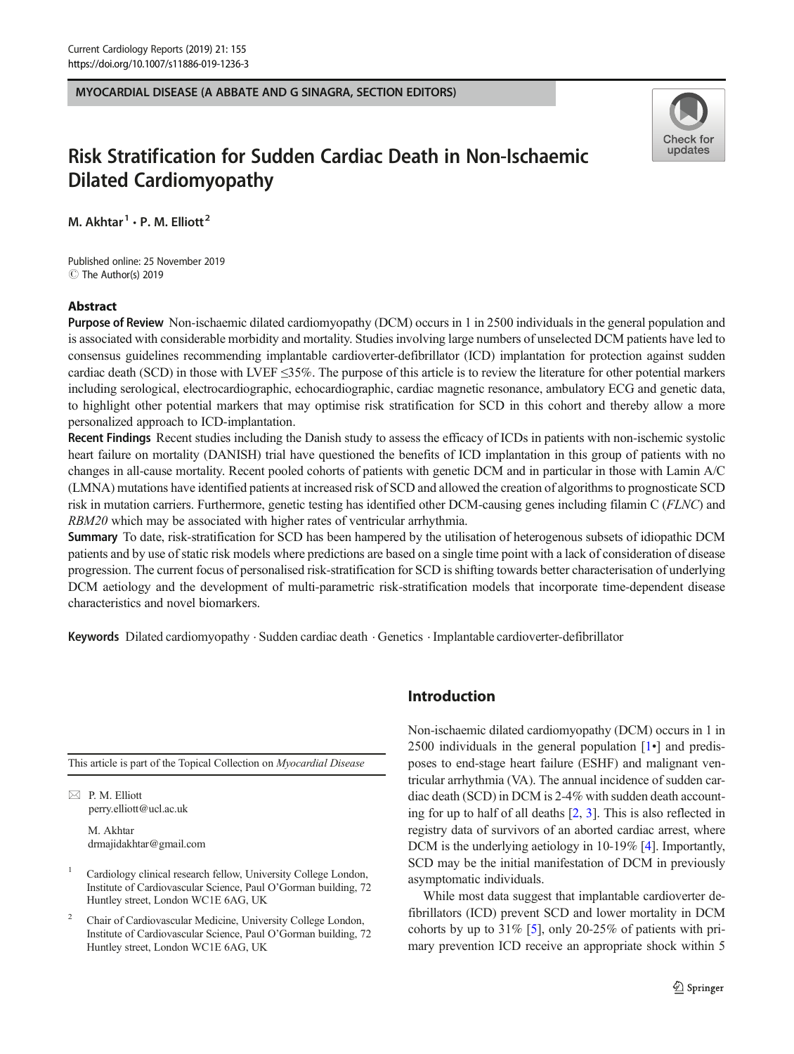MYOCARDIAL DISEASE (A ABBATE AND G SINAGRA, SECTION EDITORS)

# Risk Stratification for Sudden Cardiac Death in Non-Ischaemic Dilated Cardiomyopathy

M. Akhtar [1] · P. M. Elliott [2]

Published online: 25 November 2019
© The Author(s) 2019

## Abstract

**Purpose of Review** Non-ischaemic dilated cardiomyopathy (DCM) occurs in 1 in 2500 individuals in the general population and is associated with considerable morbidity and mortality. Studies involving large numbers of unselected DCM patients have led to consensus guidelines recommending implantable cardioverter-defibrillator (ICD) implantation for protection against sudden cardiac death (SCD) in those with LVEF ≤35%. The purpose of this article is to review the literature for other potential markers including serological, electrocardiographic, echocardiographic, cardiac magnetic resonance, ambulatory ECG and genetic data, to highlight other potential markers that may optimise risk stratification for SCD in this cohort and thereby allow a more personalized approach to ICD-implantation.

**Recent Findings** Recent studies including the Danish study to assess the efficacy of ICDs in patients with non-ischemic systolic heart failure on mortality (DANISH) trial have questioned the benefits of ICD implantation in this group of patients with no changes in all-cause mortality. Recent pooled cohorts of patients with genetic DCM and in particular in those with Lamin A/C (LMNA) mutations have identified patients at increased risk of SCD and allowed the creation of algorithms to prognosticate SCD risk in mutation carriers. Furthermore, genetic testing has identified other DCM-causing genes including filamin C (*FLNC*) and *RBM20* which may be associated with higher rates of ventricular arrhythmia.

**Summary** To date, risk-stratification for SCD has been hampered by the utilisation of heterogenous subsets of idiopathic DCM patients and by use of static risk models where predictions are based on a single time point with a lack of consideration of disease progression. The current focus of personalised risk-stratification for SCD is shifting towards better characterisation of underlying DCM aetiology and the development of multi-parametric risk-stratification models that incorporate time-dependent disease characteristics and novel biomarkers.

**Keywords** Dilated cardiomyopathy · Sudden cardiac death · Genetics · Implantable cardioverter-defibrillator

## Introduction

Non-ischaemic dilated cardiomyopathy (DCM) occurs in 1 in 2500 individuals in the general population [1•] and predisposes to end-stage heart failure (ESHF) and malignant ventricular arrhythmia (VA). The annual incidence of sudden cardiac death (SCD) in DCM is 2-4% with sudden death accounting for up to half of all deaths [2, 3]. This is also reflected in registry data of survivors of an aborted cardiac arrest, where DCM is the underlying aetiology in 10-19% [4]. Importantly, SCD may be the initial manifestation of DCM in previously asymptomatic individuals.

While most data suggest that implantable cardioverter defibrillators (ICD) prevent SCD and lower mortality in DCM cohorts by up to 31% [5], only 20-25% of patients with primary prevention ICD receive an appropriate shock within 5

---

This article is part of the Topical Collection on *Myocardial Disease*

✉ P. M. Elliott
perry.elliott@ucl.ac.uk

M. Akhtar
drmajidakhtar@gmail.com

[1] Cardiology clinical research fellow, University College London, Institute of Cardiovascular Science, Paul O'Gorman building, 72 Huntley street, London WC1E 6AG, UK

[2] Chair of Cardiovascular Medicine, University College London, Institute of Cardiovascular Science, Paul O'Gorman building, 72 Huntley street, London WC1E 6AG, UK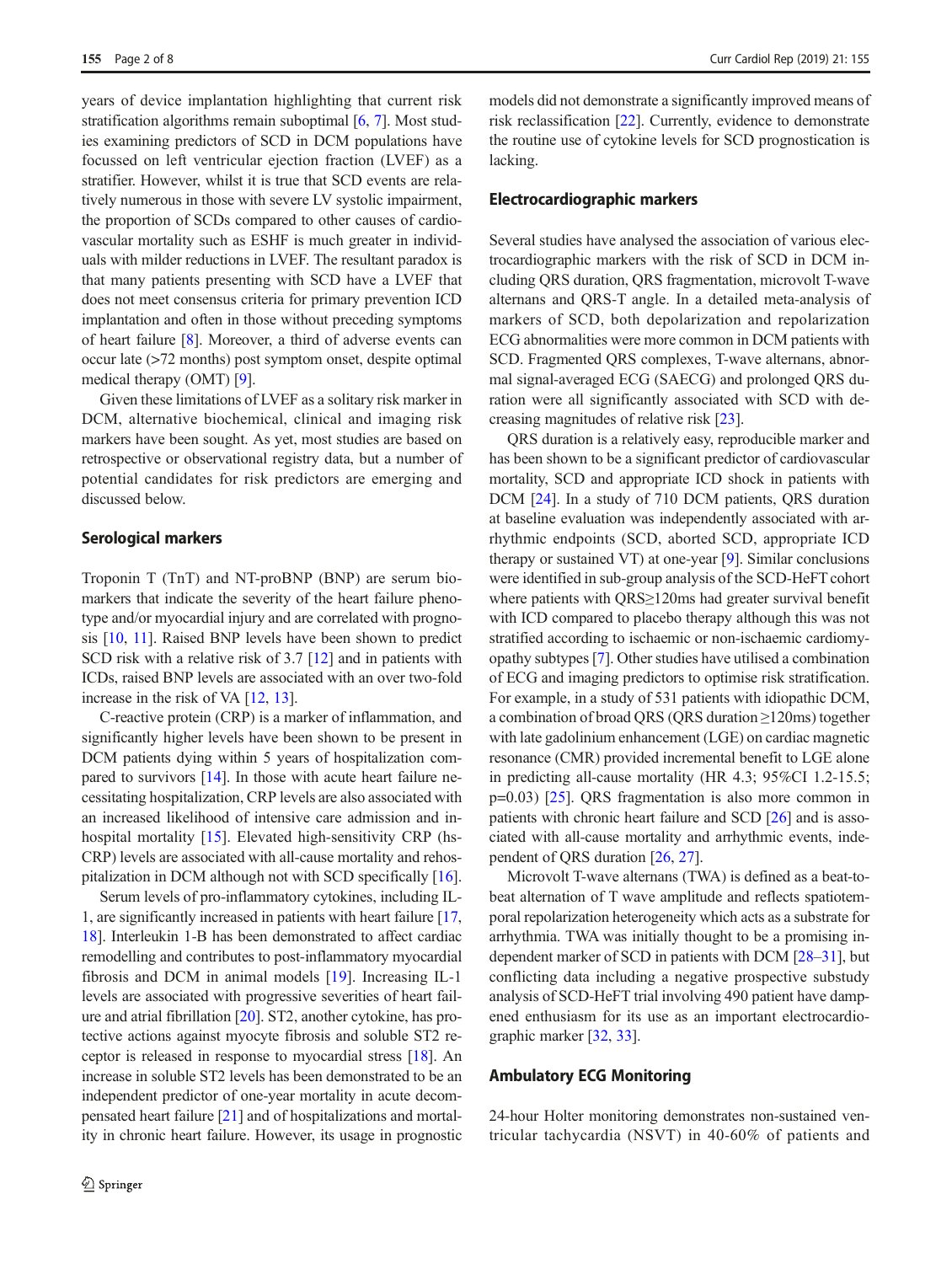years of device implantation highlighting that current risk stratification algorithms remain suboptimal [6, 7]. Most studies examining predictors of SCD in DCM populations have focussed on left ventricular ejection fraction (LVEF) as a stratifier. However, whilst it is true that SCD events are relatively numerous in those with severe LV systolic impairment, the proportion of SCDs compared to other causes of cardiovascular mortality such as ESHF is much greater in individuals with milder reductions in LVEF. The resultant paradox is that many patients presenting with SCD have a LVEF that does not meet consensus criteria for primary prevention ICD implantation and often in those without preceding symptoms of heart failure [8]. Moreover, a third of adverse events can occur late (>72 months) post symptom onset, despite optimal medical therapy (OMT) [9].

Given these limitations of LVEF as a solitary risk marker in DCM, alternative biochemical, clinical and imaging risk markers have been sought. As yet, most studies are based on retrospective or observational registry data, but a number of potential candidates for risk predictors are emerging and discussed below.

## Serological markers

Troponin T (TnT) and NT-proBNP (BNP) are serum biomarkers that indicate the severity of the heart failure phenotype and/or myocardial injury and are correlated with prognosis [10, 11]. Raised BNP levels have been shown to predict SCD risk with a relative risk of 3.7 [12] and in patients with ICDs, raised BNP levels are associated with an over two-fold increase in the risk of VA [12, 13].

C-reactive protein (CRP) is a marker of inflammation, and significantly higher levels have been shown to be present in DCM patients dying within 5 years of hospitalization compared to survivors [14]. In those with acute heart failure necessitating hospitalization, CRP levels are also associated with an increased likelihood of intensive care admission and in-hospital mortality [15]. Elevated high-sensitivity CRP (hs-CRP) levels are associated with all-cause mortality and rehospitalization in DCM although not with SCD specifically [16].

Serum levels of pro-inflammatory cytokines, including IL-1, are significantly increased in patients with heart failure [17, 18]. Interleukin 1-B has been demonstrated to affect cardiac remodelling and contributes to post-inflammatory myocardial fibrosis and DCM in animal models [19]. Increasing IL-1 levels are associated with progressive severities of heart failure and atrial fibrillation [20]. ST2, another cytokine, has protective actions against myocyte fibrosis and soluble ST2 receptor is released in response to myocardial stress [18]. An increase in soluble ST2 levels has been demonstrated to be an independent predictor of one-year mortality in acute decompensated heart failure [21] and of hospitalizations and mortality in chronic heart failure. However, its usage in prognostic models did not demonstrate a significantly improved means of risk reclassification [22]. Currently, evidence to demonstrate the routine use of cytokine levels for SCD prognostication is lacking.

## Electrocardiographic markers

Several studies have analysed the association of various electrocardiographic markers with the risk of SCD in DCM including QRS duration, QRS fragmentation, microvolt T-wave alternans and QRS-T angle. In a detailed meta-analysis of markers of SCD, both depolarization and repolarization ECG abnormalities were more common in DCM patients with SCD. Fragmented QRS complexes, T-wave alternans, abnormal signal-averaged ECG (SAECG) and prolonged QRS duration were all significantly associated with SCD with decreasing magnitudes of relative risk [23].

QRS duration is a relatively easy, reproducible marker and has been shown to be a significant predictor of cardiovascular mortality, SCD and appropriate ICD shock in patients with DCM [24]. In a study of 710 DCM patients, QRS duration at baseline evaluation was independently associated with arrhythmic endpoints (SCD, aborted SCD, appropriate ICD therapy or sustained VT) at one-year [9]. Similar conclusions were identified in sub-group analysis of the SCD-HeFT cohort where patients with QRS≥120ms had greater survival benefit with ICD compared to placebo therapy although this was not stratified according to ischaemic or non-ischaemic cardiomyopathy subtypes [7]. Other studies have utilised a combination of ECG and imaging predictors to optimise risk stratification. For example, in a study of 531 patients with idiopathic DCM, a combination of broad QRS (QRS duration ≥120ms) together with late gadolinium enhancement (LGE) on cardiac magnetic resonance (CMR) provided incremental benefit to LGE alone in predicting all-cause mortality (HR 4.3; 95%CI 1.2-15.5; $p=0.03$) [25]. QRS fragmentation is also more common in patients with chronic heart failure and SCD [26] and is associated with all-cause mortality and arrhythmic events, independent of QRS duration [26, 27].

Microvolt T-wave alternans (TWA) is defined as a beat-to-beat alternation of T wave amplitude and reflects spatiotemporal repolarization heterogeneity which acts as a substrate for arrhythmia. TWA was initially thought to be a promising independent marker of SCD in patients with DCM [28–31], but conflicting data including a negative prospective substudy analysis of SCD-HeFT trial involving 490 patient have dampened enthusiasm for its use as an important electrocardiographic marker [32, 33].

## Ambulatory ECG Monitoring

24-hour Holter monitoring demonstrates non-sustained ventricular tachycardia (NSVT) in 40-60% of patients and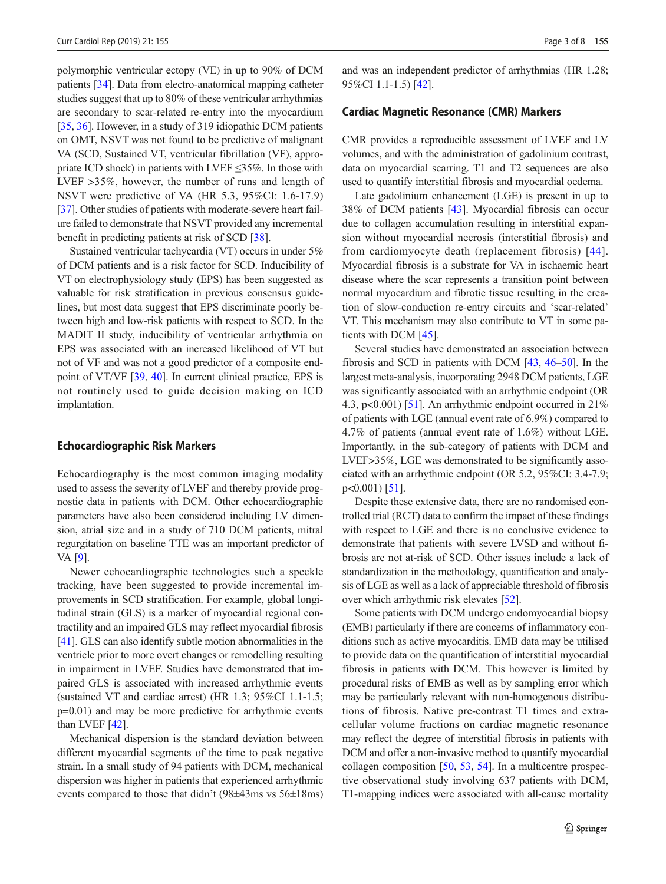polymorphic ventricular ectopy (VE) in up to 90% of DCM patients [34]. Data from electro-anatomical mapping catheter studies suggest that up to 80% of these ventricular arrhythmias are secondary to scar-related re-entry into the myocardium [35, 36]. However, in a study of 319 idiopathic DCM patients on OMT, NSVT was not found to be predictive of malignant VA (SCD, Sustained VT, ventricular fibrillation (VF), appropriate ICD shock) in patients with LVEF ≤35%. In those with LVEF >35%, however, the number of runs and length of NSVT were predictive of VA (HR 5.3, 95%CI: 1.6-17.9) [37]. Other studies of patients with moderate-severe heart failure failed to demonstrate that NSVT provided any incremental benefit in predicting patients at risk of SCD [38].

Sustained ventricular tachycardia (VT) occurs in under 5% of DCM patients and is a risk factor for SCD. Inducibility of VT on electrophysiology study (EPS) has been suggested as valuable for risk stratification in previous consensus guidelines, but most data suggest that EPS discriminate poorly between high and low-risk patients with respect to SCD. In the MADIT II study, inducibility of ventricular arrhythmia on EPS was associated with an increased likelihood of VT but not of VF and was not a good predictor of a composite endpoint of VT/VF [39, 40]. In current clinical practice, EPS is not routinely used to guide decision making on ICD implantation.

### Echocardiographic Risk Markers

Echocardiography is the most common imaging modality used to assess the severity of LVEF and thereby provide prognostic data in patients with DCM. Other echocardiographic parameters have also been considered including LV dimension, atrial size and in a study of 710 DCM patients, mitral regurgitation on baseline TTE was an important predictor of VA [9].

Newer echocardiographic technologies such a speckle tracking, have been suggested to provide incremental improvements in SCD stratification. For example, global longitudinal strain (GLS) is a marker of myocardial regional contractility and an impaired GLS may reflect myocardial fibrosis [41]. GLS can also identify subtle motion abnormalities in the ventricle prior to more overt changes or remodelling resulting in impairment in LVEF. Studies have demonstrated that impaired GLS is associated with increased arrhythmic events (sustained VT and cardiac arrest) (HR 1.3; 95%CI 1.1-1.5; p=0.01) and may be more predictive for arrhythmic events than LVEF [42].

Mechanical dispersion is the standard deviation between different myocardial segments of the time to peak negative strain. In a small study of 94 patients with DCM, mechanical dispersion was higher in patients that experienced arrhythmic events compared to those that didn't (98±43ms vs 56±18ms) and was an independent predictor of arrhythmias (HR 1.28; 95%CI 1.1-1.5) [42].

### Cardiac Magnetic Resonance (CMR) Markers

CMR provides a reproducible assessment of LVEF and LV volumes, and with the administration of gadolinium contrast, data on myocardial scarring. T1 and T2 sequences are also used to quantify interstitial fibrosis and myocardial oedema.

Late gadolinium enhancement (LGE) is present in up to 38% of DCM patients [43]. Myocardial fibrosis can occur due to collagen accumulation resulting in interstitial expansion without myocardial necrosis (interstitial fibrosis) and from cardiomyocyte death (replacement fibrosis) [44]. Myocardial fibrosis is a substrate for VA in ischaemic heart disease where the scar represents a transition point between normal myocardium and fibrotic tissue resulting in the creation of slow-conduction re-entry circuits and 'scar-related' VT. This mechanism may also contribute to VT in some patients with DCM [45].

Several studies have demonstrated an association between fibrosis and SCD in patients with DCM [43, 46–50]. In the largest meta-analysis, incorporating 2948 DCM patients, LGE was significantly associated with an arrhythmic endpoint (OR 4.3, p<0.001) [51]. An arrhythmic endpoint occurred in 21% of patients with LGE (annual event rate of 6.9%) compared to 4.7% of patients (annual event rate of 1.6%) without LGE. Importantly, in the sub-category of patients with DCM and LVEF>35%, LGE was demonstrated to be significantly associated with an arrhythmic endpoint (OR 5.2, 95%CI: 3.4-7.9; p<0.001) [51].

Despite these extensive data, there are no randomised controlled trial (RCT) data to confirm the impact of these findings with respect to LGE and there is no conclusive evidence to demonstrate that patients with severe LVSD and without fibrosis are not at-risk of SCD. Other issues include a lack of standardization in the methodology, quantification and analysis of LGE as well as a lack of appreciable threshold of fibrosis over which arrhythmic risk elevates [52].

Some patients with DCM undergo endomyocardial biopsy (EMB) particularly if there are concerns of inflammatory conditions such as active myocarditis. EMB data may be utilised to provide data on the quantification of interstitial myocardial fibrosis in patients with DCM. This however is limited by procedural risks of EMB as well as by sampling error which may be particularly relevant with non-homogenous distributions of fibrosis. Native pre-contrast T1 times and extracellular volume fractions on cardiac magnetic resonance may reflect the degree of interstitial fibrosis in patients with DCM and offer a non-invasive method to quantify myocardial collagen composition [50, 53, 54]. In a multicentre prospective observational study involving 637 patients with DCM, T1-mapping indices were associated with all-cause mortality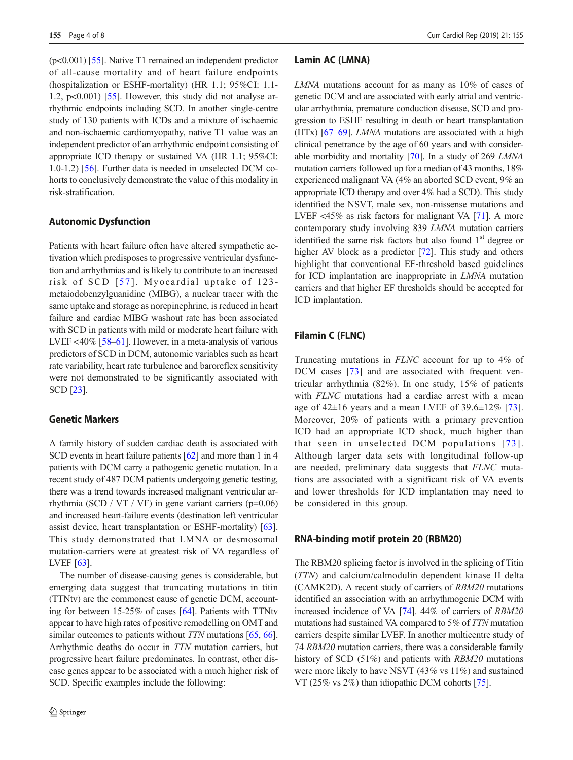($p<0.001$) [55]. Native T1 remained an independent predictor of all-cause mortality and of heart failure endpoints (hospitalization or ESHF-mortality) (HR 1.1; 95%CI: 1.1-1.2, $p<0.001$) [55]. However, this study did not analyse arrhythmic endpoints including SCD. In another single-centre study of 130 patients with ICDs and a mixture of ischaemic and non-ischaemic cardiomyopathy, native T1 value was an independent predictor of an arrhythmic endpoint consisting of appropriate ICD therapy or sustained VA (HR 1.1; 95%CI: 1.0-1.2) [56]. Further data is needed in unselected DCM cohorts to conclusively demonstrate the value of this modality in risk-stratification.

### Autonomic Dysfunction

Patients with heart failure often have altered sympathetic activation which predisposes to progressive ventricular dysfunction and arrhythmias and is likely to contribute to an increased risk of SCD [57]. Myocardial uptake of 123-metaiodobenzylguanidine (MIBG), a nuclear tracer with the same uptake and storage as norepinephrine, is reduced in heart failure and cardiac MIBG washout rate has been associated with SCD in patients with mild or moderate heart failure with LVEF <40% [58–61]. However, in a meta-analysis of various predictors of SCD in DCM, autonomic variables such as heart rate variability, heart rate turbulence and baroreflex sensitivity were not demonstrated to be significantly associated with SCD [23].

### Genetic Markers

A family history of sudden cardiac death is associated with SCD events in heart failure patients [62] and more than 1 in 4 patients with DCM carry a pathogenic genetic mutation. In a recent study of 487 DCM patients undergoing genetic testing, there was a trend towards increased malignant ventricular arrhythmia (SCD / VT / VF) in gene variant carriers ($p=0.06$) and increased heart-failure events (destination left ventricular assist device, heart transplantation or ESHF-mortality) [63]. This study demonstrated that LMNA or desmosomal mutation-carriers were at greatest risk of VA regardless of LVEF [63].

The number of disease-causing genes is considerable, but emerging data suggest that truncating mutations in titin (TTNtv) are the commonest cause of genetic DCM, accounting for between 15-25% of cases [64]. Patients with TTNtv appear to have high rates of positive remodelling on OMT and similar outcomes to patients without *TTN* mutations [65, 66]. Arrhythmic deaths do occur in *TTN* mutation carriers, but progressive heart failure predominates. In contrast, other disease genes appear to be associated with a much higher risk of SCD. Specific examples include the following:

### Lamin AC (LMNA)

*LMNA* mutations account for as many as 10% of cases of genetic DCM and are associated with early atrial and ventricular arrhythmia, premature conduction disease, SCD and progression to ESHF resulting in death or heart transplantation (HTx) [67–69]. *LMNA* mutations are associated with a high clinical penetrance by the age of 60 years and with considerable morbidity and mortality [70]. In a study of 269 *LMNA* mutation carriers followed up for a median of 43 months, 18% experienced malignant VA (4% an aborted SCD event, 9% an appropriate ICD therapy and over 4% had a SCD). This study identified the NSVT, male sex, non-missense mutations and LVEF <45% as risk factors for malignant VA [71]. A more contemporary study involving 839 *LMNA* mutation carriers identified the same risk factors but also found 1st degree or higher AV block as a predictor [72]. This study and others highlight that conventional EF-threshold based guidelines for ICD implantation are inappropriate in *LMNA* mutation carriers and that higher EF thresholds should be accepted for ICD implantation.

### Filamin C (FLNC)

Truncating mutations in *FLNC* account for up to 4% of DCM cases [73] and are associated with frequent ventricular arrhythmia (82%). In one study, 15% of patients with *FLNC* mutations had a cardiac arrest with a mean age of 42±16 years and a mean LVEF of 39.6±12% [73]. Moreover, 20% of patients with a primary prevention ICD had an appropriate ICD shock, much higher than that seen in unselected DCM populations [73]. Although larger data sets with longitudinal follow-up are needed, preliminary data suggests that *FLNC* mutations are associated with a significant risk of VA events and lower thresholds for ICD implantation may need to be considered in this group.

### RNA-binding motif protein 20 (RBM20)

The RBM20 splicing factor is involved in the splicing of Titin (*TTN*) and calcium/calmodulin dependent kinase II delta (CAMK2D). A recent study of carriers of *RBM20* mutations identified an association with an arrhythmogenic DCM with increased incidence of VA [74]. 44% of carriers of *RBM20* mutations had sustained VA compared to 5% of *TTN* mutation carriers despite similar LVEF. In another multicentre study of 74 *RBM20* mutation carriers, there was a considerable family history of SCD (51%) and patients with *RBM20* mutations were more likely to have NSVT (43% vs 11%) and sustained VT (25% vs 2%) than idiopathic DCM cohorts [75].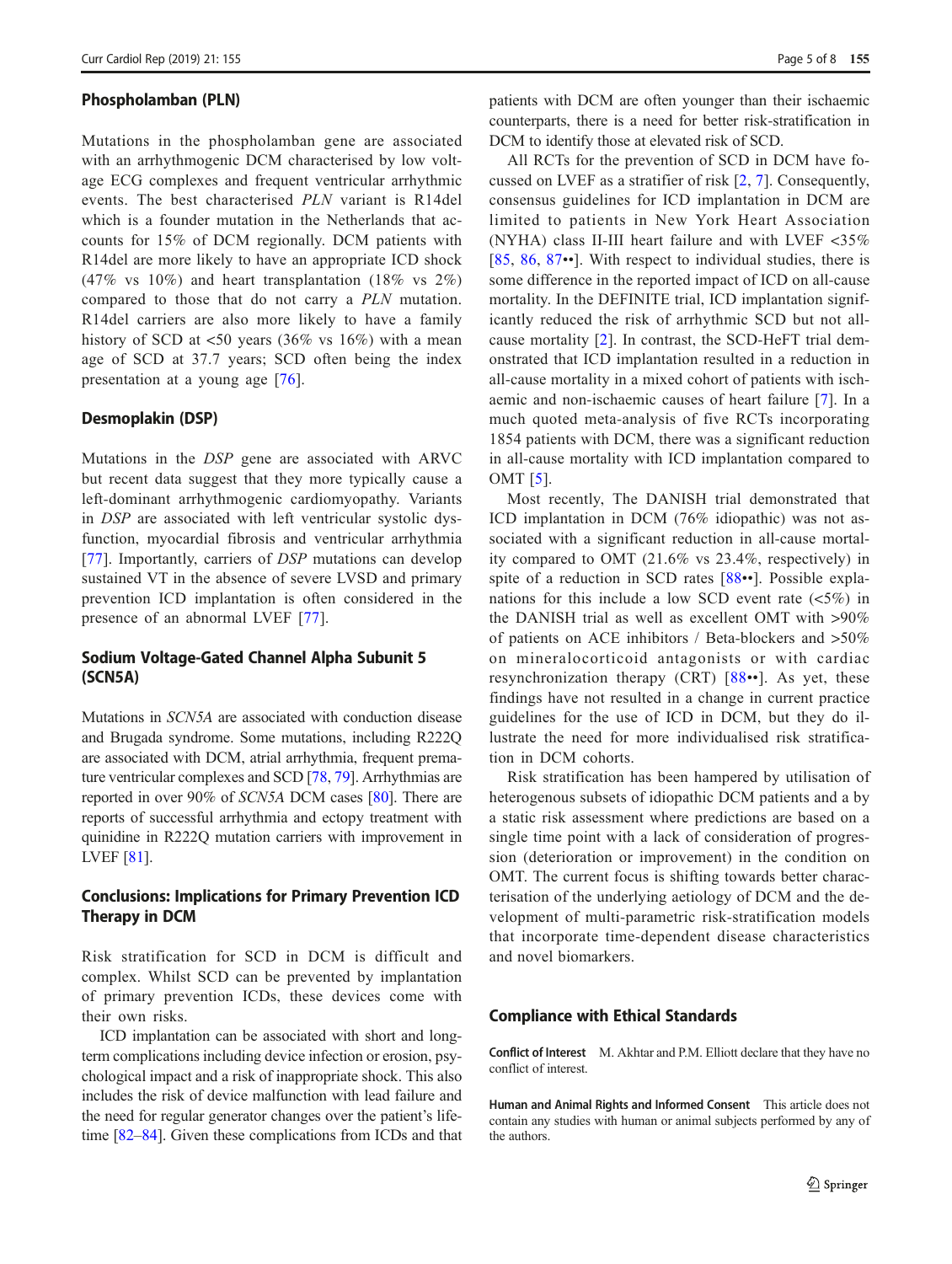### Phospholamban (PLN)

Mutations in the phospholamban gene are associated with an arrhythmogenic DCM characterised by low voltage ECG complexes and frequent ventricular arrhythmic events. The best characterised *PLN* variant is R14del which is a founder mutation in the Netherlands that accounts for 15% of DCM regionally. DCM patients with R14del are more likely to have an appropriate ICD shock (47% vs 10%) and heart transplantation (18% vs 2%) compared to those that do not carry a *PLN* mutation. R14del carriers are also more likely to have a family history of SCD at <50 years (36% vs 16%) with a mean age of SCD at 37.7 years; SCD often being the index presentation at a young age [76].

### Desmoplakin (DSP)

Mutations in the *DSP* gene are associated with ARVC but recent data suggest that they more typically cause a left-dominant arrhythmogenic cardiomyopathy. Variants in *DSP* are associated with left ventricular systolic dysfunction, myocardial fibrosis and ventricular arrhythmia [77]. Importantly, carriers of *DSP* mutations can develop sustained VT in the absence of severe LVSD and primary prevention ICD implantation is often considered in the presence of an abnormal LVEF [77].

### Sodium Voltage-Gated Channel Alpha Subunit 5 (SCN5A)

Mutations in *SCN5A* are associated with conduction disease and Brugada syndrome. Some mutations, including R222Q are associated with DCM, atrial arrhythmia, frequent premature ventricular complexes and SCD [78, 79]. Arrhythmias are reported in over 90% of *SCN5A* DCM cases [80]. There are reports of successful arrhythmia and ectopy treatment with quinidine in R222Q mutation carriers with improvement in LVEF [81].

## Conclusions: Implications for Primary Prevention ICD Therapy in DCM

Risk stratification for SCD in DCM is difficult and complex. Whilst SCD can be prevented by implantation of primary prevention ICDs, these devices come with their own risks.

ICD implantation can be associated with short and long-term complications including device infection or erosion, psychological impact and a risk of inappropriate shock. This also includes the risk of device malfunction with lead failure and the need for regular generator changes over the patient's lifetime [82–84]. Given these complications from ICDs and that patients with DCM are often younger than their ischaemic counterparts, there is a need for better risk-stratification in DCM to identify those at elevated risk of SCD.

All RCTs for the prevention of SCD in DCM have focussed on LVEF as a stratifier of risk [2, 7]. Consequently, consensus guidelines for ICD implantation in DCM are limited to patients in New York Heart Association (NYHA) class II-III heart failure and with LVEF <35% [85, 86, 87••]. With respect to individual studies, there is some difference in the reported impact of ICD on all-cause mortality. In the DEFINITE trial, ICD implantation significantly reduced the risk of arrhythmic SCD but not all-cause mortality [2]. In contrast, the SCD-HeFT trial demonstrated that ICD implantation resulted in a reduction in all-cause mortality in a mixed cohort of patients with ischaemic and non-ischaemic causes of heart failure [7]. In a much quoted meta-analysis of five RCTs incorporating 1854 patients with DCM, there was a significant reduction in all-cause mortality with ICD implantation compared to OMT [5].

Most recently, The DANISH trial demonstrated that ICD implantation in DCM (76% idiopathic) was not associated with a significant reduction in all-cause mortality compared to OMT (21.6% vs 23.4%, respectively) in spite of a reduction in SCD rates [88••]. Possible explanations for this include a low SCD event rate (<5%) in the DANISH trial as well as excellent OMT with >90% of patients on ACE inhibitors / Beta-blockers and >50% on mineralocorticoid antagonists or with cardiac resynchronization therapy (CRT) [88••]. As yet, these findings have not resulted in a change in current practice guidelines for the use of ICD in DCM, but they do illustrate the need for more individualised risk stratification in DCM cohorts.

Risk stratification has been hampered by utilisation of heterogenous subsets of idiopathic DCM patients and a by a static risk assessment where predictions are based on a single time point with a lack of consideration of progression (deterioration or improvement) in the condition on OMT. The current focus is shifting towards better characterisation of the underlying aetiology of DCM and the development of multi-parametric risk-stratification models that incorporate time-dependent disease characteristics and novel biomarkers.

## Compliance with Ethical Standards

**Conflict of Interest** M. Akhtar and P.M. Elliott declare that they have no conflict of interest.

**Human and Animal Rights and Informed Consent** This article does not contain any studies with human or animal subjects performed by any of the authors.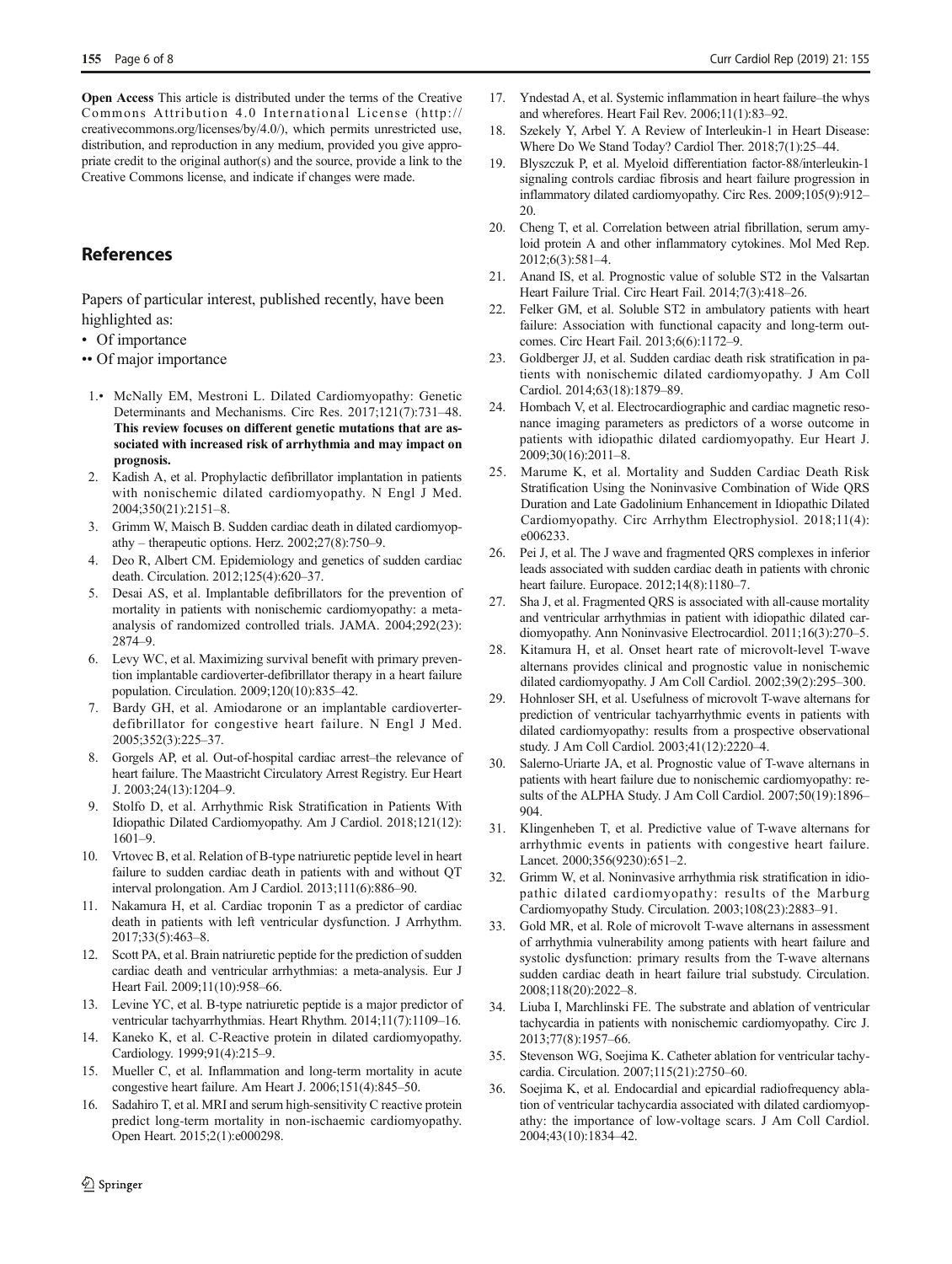**Open Access** This article is distributed under the terms of the Creative Commons Attribution 4.0 International License (http://creativecommons.org/licenses/by/4.0/), which permits unrestricted use, distribution, and reproduction in any medium, provided you give appropriate credit to the original author(s) and the source, provide a link to the Creative Commons license, and indicate if changes were made.

## References

Papers of particular interest, published recently, have been highlighted as:

- • Of importance
- •• Of major importance

1.• McNally EM, Mestroni L. Dilated Cardiomyopathy: Genetic Determinants and Mechanisms. Circ Res. 2017;121(7):731–48. **This review focuses on different genetic mutations that are associated with increased risk of arrhythmia and may impact on prognosis.**
2. Kadish A, et al. Prophylactic defibrillator implantation in patients with nonischemic dilated cardiomyopathy. N Engl J Med. 2004;350(21):2151–8.
3. Grimm W, Maisch B. Sudden cardiac death in dilated cardiomyopathy – therapeutic options. Herz. 2002;27(8):750–9.
4. Deo R, Albert CM. Epidemiology and genetics of sudden cardiac death. Circulation. 2012;125(4):620–37.
5. Desai AS, et al. Implantable defibrillators for the prevention of mortality in patients with nonischemic cardiomyopathy: a meta-analysis of randomized controlled trials. JAMA. 2004;292(23):2874–9.
6. Levy WC, et al. Maximizing survival benefit with primary prevention implantable cardioverter-defibrillator therapy in a heart failure population. Circulation. 2009;120(10):835–42.
7. Bardy GH, et al. Amiodarone or an implantable cardioverter-defibrillator for congestive heart failure. N Engl J Med. 2005;352(3):225–37.
8. Gorgels AP, et al. Out-of-hospital cardiac arrest–the relevance of heart failure. The Maastricht Circulatory Arrest Registry. Eur Heart J. 2003;24(13):1204–9.
9. Stolfo D, et al. Arrhythmic Risk Stratification in Patients With Idiopathic Dilated Cardiomyopathy. Am J Cardiol. 2018;121(12):1601–9.
10. Vrtovec B, et al. Relation of B-type natriuretic peptide level in heart failure to sudden cardiac death in patients with and without QT interval prolongation. Am J Cardiol. 2013;111(6):886–90.
11. Nakamura H, et al. Cardiac troponin T as a predictor of cardiac death in patients with left ventricular dysfunction. J Arrhythm. 2017;33(5):463–8.
12. Scott PA, et al. Brain natriuretic peptide for the prediction of sudden cardiac death and ventricular arrhythmias: a meta-analysis. Eur J Heart Fail. 2009;11(10):958–66.
13. Levine YC, et al. B-type natriuretic peptide is a major predictor of ventricular tachyarrhythmias. Heart Rhythm. 2014;11(7):1109–16.
14. Kaneko K, et al. C-Reactive protein in dilated cardiomyopathy. Cardiology. 1999;91(4):215–9.
15. Mueller C, et al. Inflammation and long-term mortality in acute congestive heart failure. Am Heart J. 2006;151(4):845–50.
16. Sadahiro T, et al. MRI and serum high-sensitivity C reactive protein predict long-term mortality in non-ischaemic cardiomyopathy. Open Heart. 2015;2(1):e000298.
17. Yndestad A, et al. Systemic inflammation in heart failure–the whys and wherefores. Heart Fail Rev. 2006;11(1):83–92.
18. Szekely Y, Arbel Y. A Review of Interleukin-1 in Heart Disease: Where Do We Stand Today? Cardiol Ther. 2018;7(1):25–44.
19. Blyszczuk P, et al. Myeloid differentiation factor-88/interleukin-1 signaling controls cardiac fibrosis and heart failure progression in inflammatory dilated cardiomyopathy. Circ Res. 2009;105(9):912–20.
20. Cheng T, et al. Correlation between atrial fibrillation, serum amyloid protein A and other inflammatory cytokines. Mol Med Rep. 2012;6(3):581–4.
21. Anand IS, et al. Prognostic value of soluble ST2 in the Valsartan Heart Failure Trial. Circ Heart Fail. 2014;7(3):418–26.
22. Felker GM, et al. Soluble ST2 in ambulatory patients with heart failure: Association with functional capacity and long-term outcomes. Circ Heart Fail. 2013;6(6):1172–9.
23. Goldberger JJ, et al. Sudden cardiac death risk stratification in patients with nonischemic dilated cardiomyopathy. J Am Coll Cardiol. 2014;63(18):1879–89.
24. Hombach V, et al. Electrocardiographic and cardiac magnetic resonance imaging parameters as predictors of a worse outcome in patients with idiopathic dilated cardiomyopathy. Eur Heart J. 2009;30(16):2011–8.
25. Marume K, et al. Mortality and Sudden Cardiac Death Risk Stratification Using the Noninvasive Combination of Wide QRS Duration and Late Gadolinium Enhancement in Idiopathic Dilated Cardiomyopathy. Circ Arrhythm Electrophysiol. 2018;11(4):e006233.
26. Pei J, et al. The J wave and fragmented QRS complexes in inferior leads associated with sudden cardiac death in patients with chronic heart failure. Europace. 2012;14(8):1180–7.
27. Sha J, et al. Fragmented QRS is associated with all-cause mortality and ventricular arrhythmias in patient with idiopathic dilated cardiomyopathy. Ann Noninvasive Electrocardiol. 2011;16(3):270–5.
28. Kitamura H, et al. Onset heart rate of microvolt-level T-wave alternans provides clinical and prognostic value in nonischemic dilated cardiomyopathy. J Am Coll Cardiol. 2002;39(2):295–300.
29. Hohnloser SH, et al. Usefulness of microvolt T-wave alternans for prediction of ventricular tachyarrhythmic events in patients with dilated cardiomyopathy: results from a prospective observational study. J Am Coll Cardiol. 2003;41(12):2220–4.
30. Salerno-Uriarte JA, et al. Prognostic value of T-wave alternans in patients with heart failure due to nonischemic cardiomyopathy: results of the ALPHA Study. J Am Coll Cardiol. 2007;50(19):1896–904.
31. Klingenheben T, et al. Predictive value of T-wave alternans for arrhythmic events in patients with congestive heart failure. Lancet. 2000;356(9230):651–2.
32. Grimm W, et al. Noninvasive arrhythmia risk stratification in idiopathic dilated cardiomyopathy: results of the Marburg Cardiomyopathy Study. Circulation. 2003;108(23):2883–91.
33. Gold MR, et al. Role of microvolt T-wave alternans in assessment of arrhythmia vulnerability among patients with heart failure and systolic dysfunction: primary results from the T-wave alternans sudden cardiac death in heart failure trial substudy. Circulation. 2008;118(20):2022–8.
34. Liuba I, Marchlinski FE. The substrate and ablation of ventricular tachycardia in patients with nonischemic cardiomyopathy. Circ J. 2013;77(8):1957–66.
35. Stevenson WG, Soejima K. Catheter ablation for ventricular tachycardia. Circulation. 2007;115(21):2750–60.
36. Soejima K, et al. Endocardial and epicardial radiofrequency ablation of ventricular tachycardia associated with dilated cardiomyopathy: the importance of low-voltage scars. J Am Coll Cardiol. 2004;43(10):1834–42.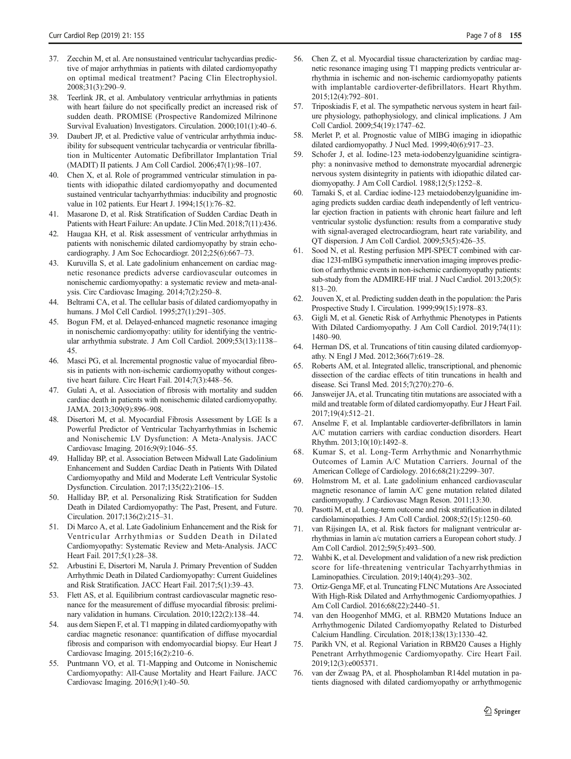37. Zecchin M, et al. Are nonsustained ventricular tachycardias predictive of major arrhythmias in patients with dilated cardiomyopathy on optimal medical treatment? Pacing Clin Electrophysiol. 2008;31(3):290–9.
38. Teerlink JR, et al. Ambulatory ventricular arrhythmias in patients with heart failure do not specifically predict an increased risk of sudden death. PROMISE (Prospective Randomized Milrinone Survival Evaluation) Investigators. Circulation. 2000;101(1):40–6.
39. Daubert JP, et al. Predictive value of ventricular arrhythmia inducibility for subsequent ventricular tachycardia or ventricular fibrillation in Multicenter Automatic Defibrillator Implantation Trial (MADIT) II patients. J Am Coll Cardiol. 2006;47(1):98–107.
40. Chen X, et al. Role of programmed ventricular stimulation in patients with idiopathic dilated cardiomyopathy and documented sustained ventricular tachyarrhythmias: inducibility and prognostic value in 102 patients. Eur Heart J. 1994;15(1):76–82.
41. Masarone D, et al. Risk Stratification of Sudden Cardiac Death in Patients with Heart Failure: An update. J Clin Med. 2018;7(11):436.
42. Haugaa KH, et al. Risk assessment of ventricular arrhythmias in patients with nonischemic dilated cardiomyopathy by strain echocardiography. J Am Soc Echocardiogr. 2012;25(6):667–73.
43. Kuruvilla S, et al. Late gadolinium enhancement on cardiac magnetic resonance predicts adverse cardiovascular outcomes in nonischemic cardiomyopathy: a systematic review and meta-analysis. Circ Cardiovasc Imaging. 2014;7(2):250–8.
44. Beltrami CA, et al. The cellular basis of dilated cardiomyopathy in humans. J Mol Cell Cardiol. 1995;27(1):291–305.
45. Bogun FM, et al. Delayed-enhanced magnetic resonance imaging in nonischemic cardiomyopathy: utility for identifying the ventricular arrhythmia substrate. J Am Coll Cardiol. 2009;53(13):1138–45.
46. Masci PG, et al. Incremental prognostic value of myocardial fibrosis in patients with non-ischemic cardiomyopathy without congestive heart failure. Circ Heart Fail. 2014;7(3):448–56.
47. Gulati A, et al. Association of fibrosis with mortality and sudden cardiac death in patients with nonischemic dilated cardiomyopathy. JAMA. 2013;309(9):896–908.
48. Disertori M, et al. Myocardial Fibrosis Assessment by LGE Is a Powerful Predictor of Ventricular Tachyarrhythmias in Ischemic and Nonischemic LV Dysfunction: A Meta-Analysis. JACC Cardiovasc Imaging. 2016;9(9):1046–55.
49. Halliday BP, et al. Association Between Midwall Late Gadolinium Enhancement and Sudden Cardiac Death in Patients With Dilated Cardiomyopathy and Mild and Moderate Left Ventricular Systolic Dysfunction. Circulation. 2017;135(22):2106–15.
50. Halliday BP, et al. Personalizing Risk Stratification for Sudden Death in Dilated Cardiomyopathy: The Past, Present, and Future. Circulation. 2017;136(2):215–31.
51. Di Marco A, et al. Late Gadolinium Enhancement and the Risk for Ventricular Arrhythmias or Sudden Death in Dilated Cardiomyopathy: Systematic Review and Meta-Analysis. JACC Heart Fail. 2017;5(1):28–38.
52. Arbustini E, Disertori M, Narula J. Primary Prevention of Sudden Arrhythmic Death in Dilated Cardiomyopathy: Current Guidelines and Risk Stratification. JACC Heart Fail. 2017;5(1):39–43.
53. Flett AS, et al. Equilibrium contrast cardiovascular magnetic resonance for the measurement of diffuse myocardial fibrosis: preliminary validation in humans. Circulation. 2010;122(2):138–44.
54. aus dem Siepen F, et al. T1 mapping in dilated cardiomyopathy with cardiac magnetic resonance: quantification of diffuse myocardial fibrosis and comparison with endomyocardial biopsy. Eur Heart J Cardiovasc Imaging. 2015;16(2):210–6.
55. Puntmann VO, et al. T1-Mapping and Outcome in Nonischemic Cardiomyopathy: All-Cause Mortality and Heart Failure. JACC Cardiovasc Imaging. 2016;9(1):40–50.
56. Chen Z, et al. Myocardial tissue characterization by cardiac magnetic resonance imaging using T1 mapping predicts ventricular arrhythmia in ischemic and non-ischemic cardiomyopathy patients with implantable cardioverter-defibrillators. Heart Rhythm. 2015;12(4):792–801.
57. Triposkiadis F, et al. The sympathetic nervous system in heart failure physiology, pathophysiology, and clinical implications. J Am Coll Cardiol. 2009;54(19):1747–62.
58. Merlet P, et al. Prognostic value of MIBG imaging in idiopathic dilated cardiomyopathy. J Nucl Med. 1999;40(6):917–23.
59. Schofer J, et al. Iodine-123 meta-iodobenzylguanidine scintigraphy: a noninvasive method to demonstrate myocardial adrenergic nervous system disintegrity in patients with idiopathic dilated cardiomyopathy. J Am Coll Cardiol. 1988;12(5):1252–8.
60. Tamaki S, et al. Cardiac iodine-123 metaiodobenzylguanidine imaging predicts sudden cardiac death independently of left ventricular ejection fraction in patients with chronic heart failure and left ventricular systolic dysfunction: results from a comparative study with signal-averaged electrocardiogram, heart rate variability, and QT dispersion. J Am Coll Cardiol. 2009;53(5):426–35.
61. Sood N, et al. Resting perfusion MPI-SPECT combined with cardiac 123I-mIBG sympathetic innervation imaging improves prediction of arrhythmic events in non-ischemic cardiomyopathy patients: sub-study from the ADMIRE-HF trial. J Nucl Cardiol. 2013;20(5):813–20.
62. Jouven X, et al. Predicting sudden death in the population: the Paris Prospective Study I. Circulation. 1999;99(15):1978–83.
63. Gigli M, et al. Genetic Risk of Arrhythmic Phenotypes in Patients With Dilated Cardiomyopathy. J Am Coll Cardiol. 2019;74(11):1480–90.
64. Herman DS, et al. Truncations of titin causing dilated cardiomyopathy. N Engl J Med. 2012;366(7):619–28.
65. Roberts AM, et al. Integrated allelic, transcriptional, and phenomic dissection of the cardiac effects of titin truncations in health and disease. Sci Transl Med. 2015;7(270):270–6.
66. Jansweijer JA, et al. Truncating titin mutations are associated with a mild and treatable form of dilated cardiomyopathy. Eur J Heart Fail. 2017;19(4):512–21.
67. Anselme F, et al. Implantable cardioverter-defibrillators in lamin A/C mutation carriers with cardiac conduction disorders. Heart Rhythm. 2013;10(10):1492–8.
68. Kumar S, et al. Long-Term Arrhythmic and Nonarrhythmic Outcomes of Lamin A/C Mutation Carriers. Journal of the American College of Cardiology. 2016;68(21):2299–307.
69. Holmstrom M, et al. Late gadolinium enhanced cardiovascular magnetic resonance of lamin A/C gene mutation related dilated cardiomyopathy. J Cardiovasc Magn Reson. 2011;13:30.
70. Pasotti M, et al. Long-term outcome and risk stratification in dilated cardiolaminopathies. J Am Coll Cardiol. 2008;52(15):1250–60.
71. van Rijsingen IA, et al. Risk factors for malignant ventricular arrhythmias in lamin a/c mutation carriers a European cohort study. J Am Coll Cardiol. 2012;59(5):493–500.
72. Wahbi K, et al. Development and validation of a new risk prediction score for life-threatening ventricular Tachyarrhythmias in Laminopathies. Circulation. 2019;140(4):293–302.
73. Ortiz-Genga MF, et al. Truncating FLNC Mutations Are Associated With High-Risk Dilated and Arrhythmogenic Cardiomyopathies. J Am Coll Cardiol. 2016;68(22):2440–51.
74. van den Hoogenhof MMG, et al. RBM20 Mutations Induce an Arrhythmogenic Dilated Cardiomyopathy Related to Disturbed Calcium Handling. Circulation. 2018;138(13):1330–42.
75. Parikh VN, et al. Regional Variation in RBM20 Causes a Highly Penetrant Arrhythmogenic Cardiomyopathy. Circ Heart Fail. 2019;12(3):e005371.
76. van der Zwaag PA, et al. Phospholamban R14del mutation in patients diagnosed with dilated cardiomyopathy or arrhythmogenic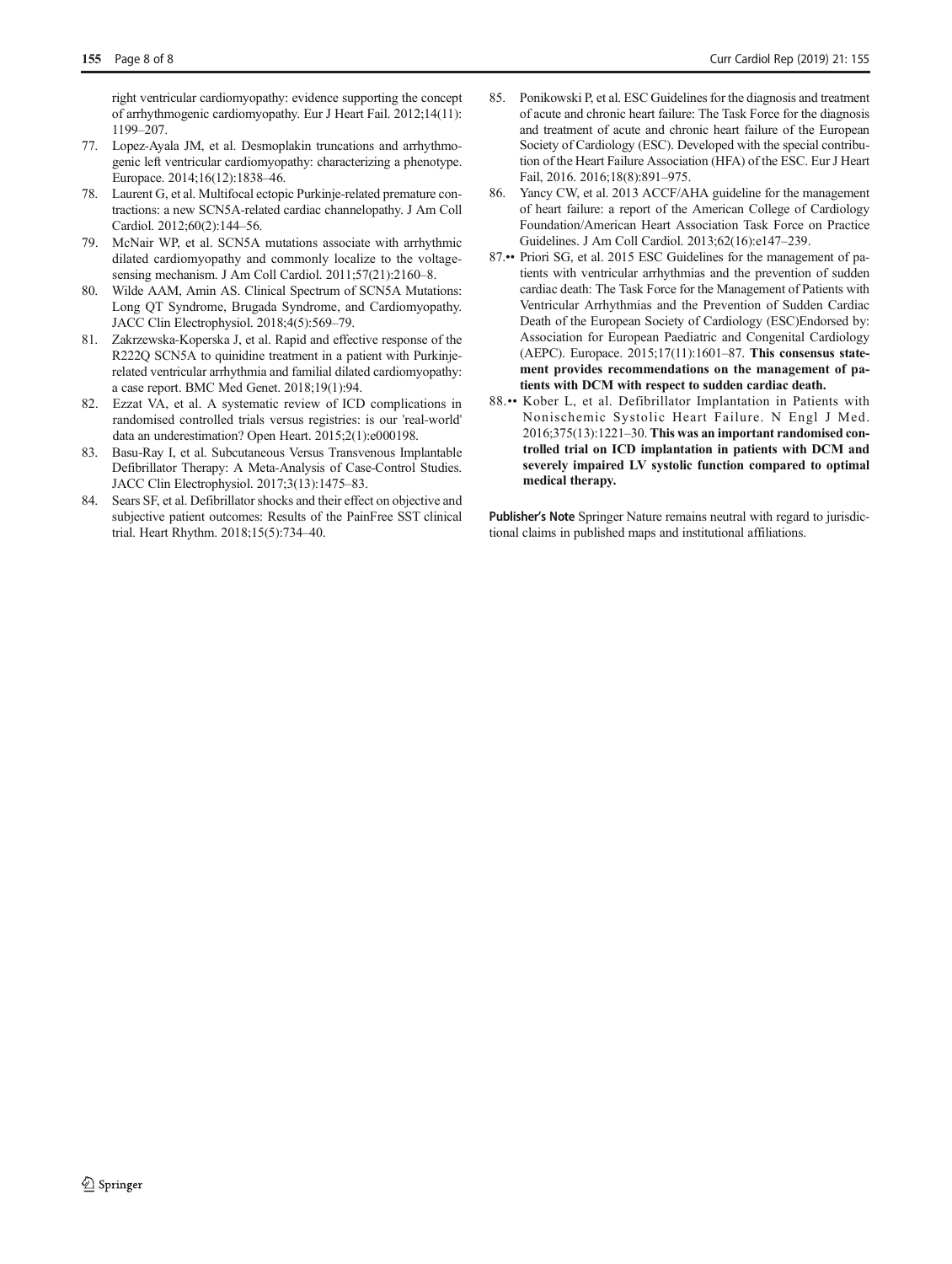right ventricular cardiomyopathy: evidence supporting the concept of arrhythmogenic cardiomyopathy. Eur J Heart Fail. 2012;14(11): 1199–207.

77. Lopez-Ayala JM, et al. Desmoplakin truncations and arrhythmogenic left ventricular cardiomyopathy: characterizing a phenotype. Europace. 2014;16(12):1838–46.
78. Laurent G, et al. Multifocal ectopic Purkinje-related premature contractions: a new SCN5A-related cardiac channelopathy. J Am Coll Cardiol. 2012;60(2):144–56.
79. McNair WP, et al. SCN5A mutations associate with arrhythmic dilated cardiomyopathy and commonly localize to the voltage-sensing mechanism. J Am Coll Cardiol. 2011;57(21):2160–8.
80. Wilde AAM, Amin AS. Clinical Spectrum of SCN5A Mutations: Long QT Syndrome, Brugada Syndrome, and Cardiomyopathy. JACC Clin Electrophysiol. 2018;4(5):569–79.
81. Zakrzewska-Koperska J, et al. Rapid and effective response of the R222Q SCN5A to quinidine treatment in a patient with Purkinje-related ventricular arrhythmia and familial dilated cardiomyopathy: a case report. BMC Med Genet. 2018;19(1):94.
82. Ezzat VA, et al. A systematic review of ICD complications in randomised controlled trials versus registries: is our 'real-world' data an underestimation? Open Heart. 2015;2(1):e000198.
83. Basu-Ray I, et al. Subcutaneous Versus Transvenous Implantable Defibrillator Therapy: A Meta-Analysis of Case-Control Studies. JACC Clin Electrophysiol. 2017;3(13):1475–83.
84. Sears SF, et al. Defibrillator shocks and their effect on objective and subjective patient outcomes: Results of the PainFree SST clinical trial. Heart Rhythm. 2018;15(5):734–40.
85. Ponikowski P, et al. ESC Guidelines for the diagnosis and treatment of acute and chronic heart failure: The Task Force for the diagnosis and treatment of acute and chronic heart failure of the European Society of Cardiology (ESC). Developed with the special contribution of the Heart Failure Association (HFA) of the ESC. Eur J Heart Fail, 2016. 2016;18(8):891–975.
86. Yancy CW, et al. 2013 ACCF/AHA guideline for the management of heart failure: a report of the American College of Cardiology Foundation/American Heart Association Task Force on Practice Guidelines. J Am Coll Cardiol. 2013;62(16):e147–239.
87.•• Priori SG, et al. 2015 ESC Guidelines for the management of patients with ventricular arrhythmias and the prevention of sudden cardiac death: The Task Force for the Management of Patients with Ventricular Arrhythmias and the Prevention of Sudden Cardiac Death of the European Society of Cardiology (ESC)Endorsed by: Association for European Paediatric and Congenital Cardiology (AEPC). Europace. 2015;17(11):1601–87. **This consensus statement provides recommendations on the management of patients with DCM with respect to sudden cardiac death.**
88.•• Kober L, et al. Defibrillator Implantation in Patients with Nonischemic Systolic Heart Failure. N Engl J Med. 2016;375(13):1221–30. **This was an important randomised controlled trial on ICD implantation in patients with DCM and severely impaired LV systolic function compared to optimal medical therapy.**

**Publisher's Note** Springer Nature remains neutral with regard to jurisdictional claims in published maps and institutional affiliations.